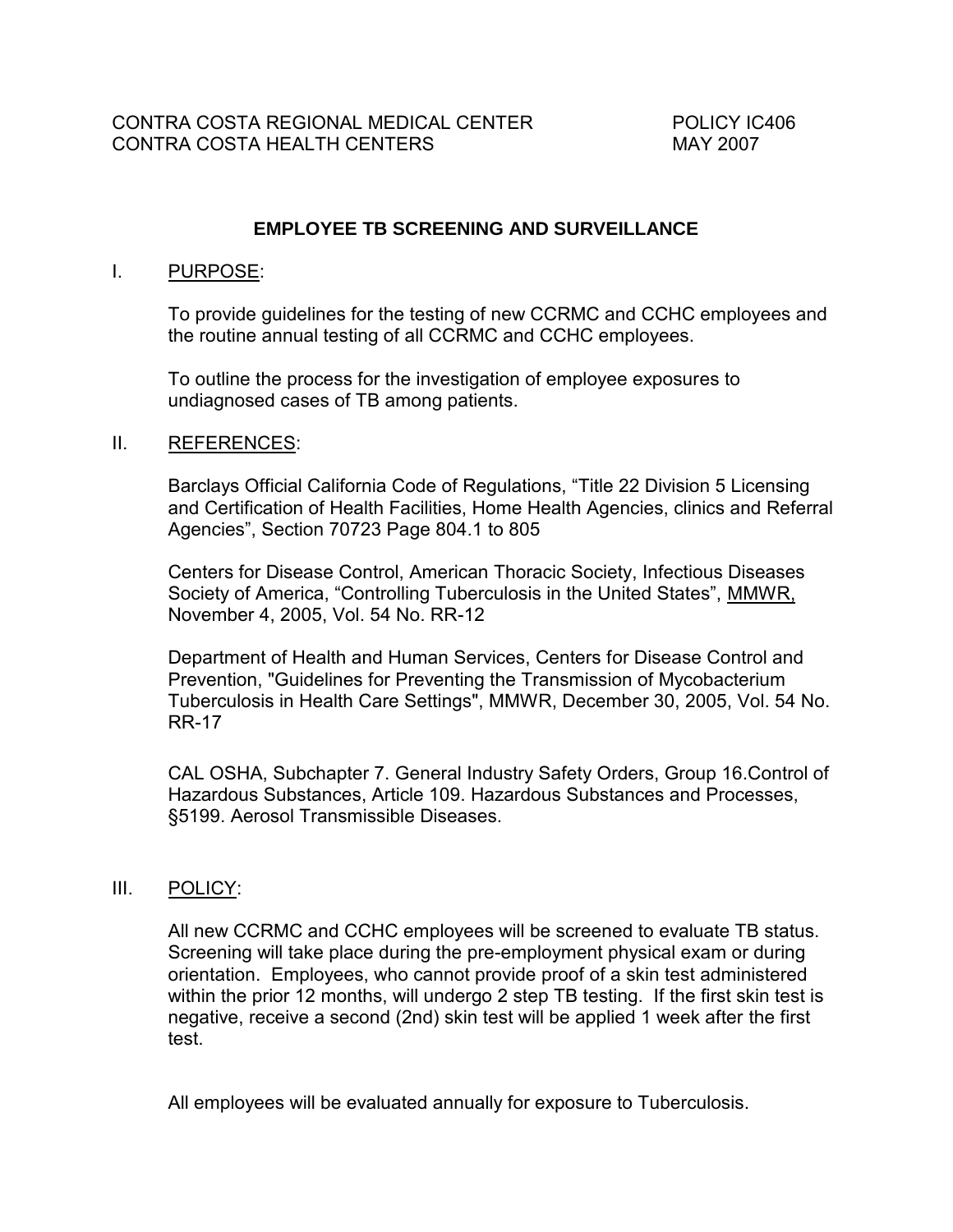CONTRA COSTA REGIONAL MEDICAL CENTER    POLICY IC406
CONTRA COSTA HEALTH CENTERS    MAY 2007

# EMPLOYEE TB SCREENING AND SURVEILLANCE

## I. PURPOSE:

To provide guidelines for the testing of new CCRMC and CCHC employees and the routine annual testing of all CCRMC and CCHC employees.

To outline the process for the investigation of employee exposures to undiagnosed cases of TB among patients.

## II. REFERENCES:

Barclays Official California Code of Regulations, "Title 22 Division 5 Licensing and Certification of Health Facilities, Home Health Agencies, clinics and Referral Agencies", Section 70723 Page 804.1 to 805

Centers for Disease Control, American Thoracic Society, Infectious Diseases Society of America, "Controlling Tuberculosis in the United States", MMWR, November 4, 2005, Vol. 54 No. RR-12

Department of Health and Human Services, Centers for Disease Control and Prevention, "Guidelines for Preventing the Transmission of Mycobacterium Tuberculosis in Health Care Settings", MMWR, December 30, 2005, Vol. 54 No. RR-17

CAL OSHA, Subchapter 7. General Industry Safety Orders, Group 16.Control of Hazardous Substances, Article 109. Hazardous Substances and Processes, §5199. Aerosol Transmissible Diseases.

## III. POLICY:

All new CCRMC and CCHC employees will be screened to evaluate TB status. Screening will take place during the pre-employment physical exam or during orientation. Employees, who cannot provide proof of a skin test administered within the prior 12 months, will undergo 2 step TB testing. If the first skin test is negative, receive a second (2nd) skin test will be applied 1 week after the first test.

All employees will be evaluated annually for exposure to Tuberculosis.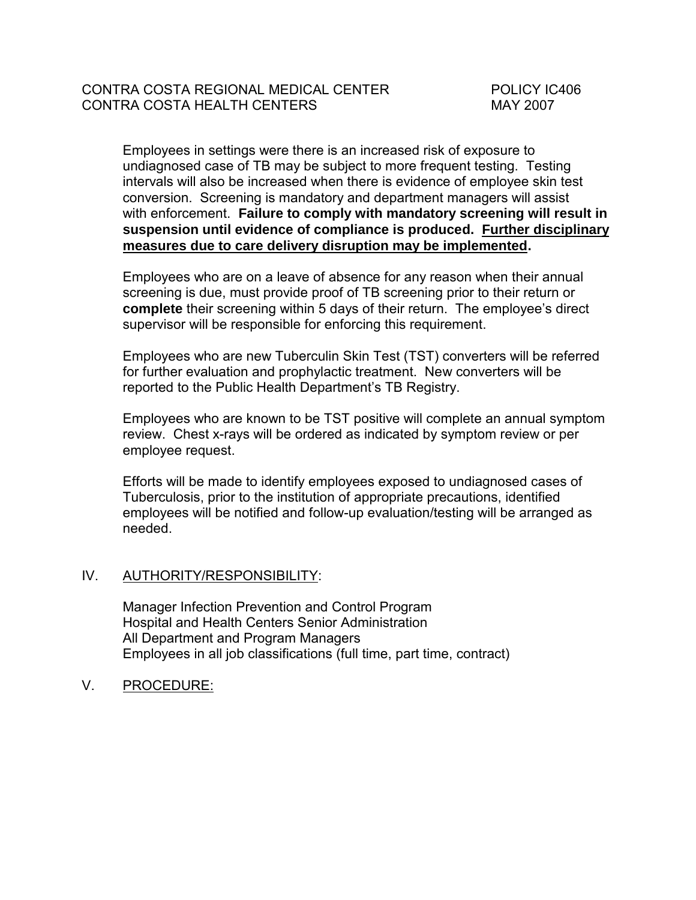Employees in settings were there is an increased risk of exposure to undiagnosed case of TB may be subject to more frequent testing. Testing intervals will also be increased when there is evidence of employee skin test conversion. Screening is mandatory and department managers will assist with enforcement. **Failure to comply with mandatory screening will result in suspension until evidence of compliance is produced. <u>Further disciplinary measures due to care delivery disruption may be implemented</u>.**

Employees who are on a leave of absence for any reason when their annual screening is due, must provide proof of TB screening prior to their return or **complete** their screening within 5 days of their return. The employee's direct supervisor will be responsible for enforcing this requirement.

Employees who are new Tuberculin Skin Test (TST) converters will be referred for further evaluation and prophylactic treatment. New converters will be reported to the Public Health Department's TB Registry.

Employees who are known to be TST positive will complete an annual symptom review. Chest x-rays will be ordered as indicated by symptom review or per employee request.

Efforts will be made to identify employees exposed to undiagnosed cases of Tuberculosis, prior to the institution of appropriate precautions, identified employees will be notified and follow-up evaluation/testing will be arranged as needed.

## IV. AUTHORITY/RESPONSIBILITY:

Manager Infection Prevention and Control Program
Hospital and Health Centers Senior Administration
All Department and Program Managers
Employees in all job classifications (full time, part time, contract)

## V. PROCEDURE: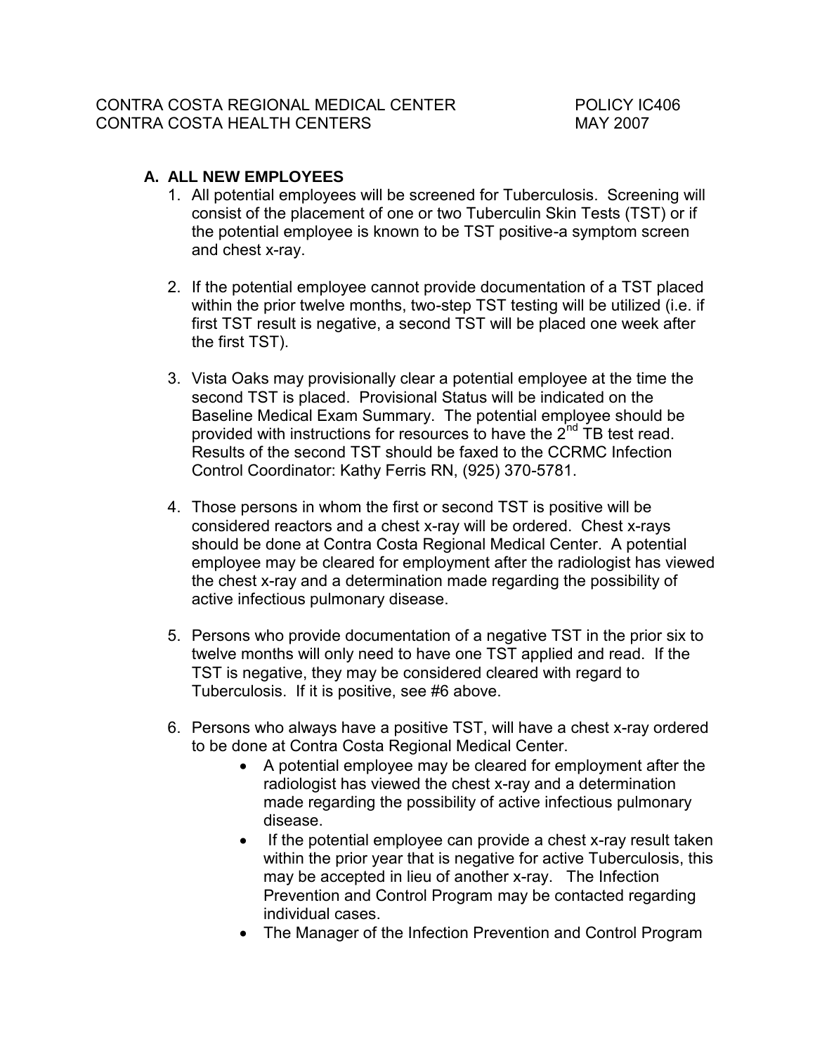## A. ALL NEW EMPLOYEES

1. All potential employees will be screened for Tuberculosis. Screening will consist of the placement of one or two Tuberculin Skin Tests (TST) or if the potential employee is known to be TST positive-a symptom screen and chest x-ray.

2. If the potential employee cannot provide documentation of a TST placed within the prior twelve months, two-step TST testing will be utilized (i.e. if first TST result is negative, a second TST will be placed one week after the first TST).

3. Vista Oaks may provisionally clear a potential employee at the time the second TST is placed. Provisional Status will be indicated on the Baseline Medical Exam Summary. The potential employee should be provided with instructions for resources to have the 2nd TB test read. Results of the second TST should be faxed to the CCRMC Infection Control Coordinator: Kathy Ferris RN, (925) 370-5781.

4. Those persons in whom the first or second TST is positive will be considered reactors and a chest x-ray will be ordered. Chest x-rays should be done at Contra Costa Regional Medical Center. A potential employee may be cleared for employment after the radiologist has viewed the chest x-ray and a determination made regarding the possibility of active infectious pulmonary disease.

5. Persons who provide documentation of a negative TST in the prior six to twelve months will only need to have one TST applied and read. If the TST is negative, they may be considered cleared with regard to Tuberculosis. If it is positive, see #6 above.

6. Persons who always have a positive TST, will have a chest x-ray ordered to be done at Contra Costa Regional Medical Center.
   - A potential employee may be cleared for employment after the radiologist has viewed the chest x-ray and a determination made regarding the possibility of active infectious pulmonary disease.
   - If the potential employee can provide a chest x-ray result taken within the prior year that is negative for active Tuberculosis, this may be accepted in lieu of another x-ray. The Infection Prevention and Control Program may be contacted regarding individual cases.
   - The Manager of the Infection Prevention and Control Program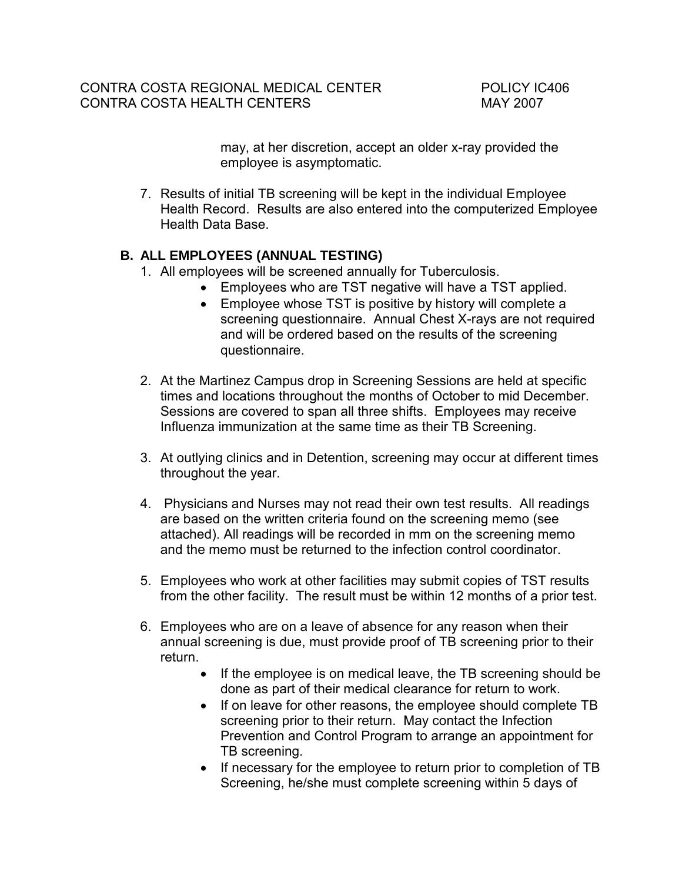may, at her discretion, accept an older x-ray provided the employee is asymptomatic.

7. Results of initial TB screening will be kept in the individual Employee Health Record. Results are also entered into the computerized Employee Health Data Base.

**B. ALL EMPLOYEES (ANNUAL TESTING)**

1. All employees will be screened annually for Tuberculosis.
    - Employees who are TST negative will have a TST applied.
    - Employee whose TST is positive by history will complete a screening questionnaire. Annual Chest X-rays are not required and will be ordered based on the results of the screening questionnaire.

2. At the Martinez Campus drop in Screening Sessions are held at specific times and locations throughout the months of October to mid December. Sessions are covered to span all three shifts. Employees may receive Influenza immunization at the same time as their TB Screening.

3. At outlying clinics and in Detention, screening may occur at different times throughout the year.

4. Physicians and Nurses may not read their own test results. All readings are based on the written criteria found on the screening memo (see attached). All readings will be recorded in mm on the screening memo and the memo must be returned to the infection control coordinator.

5. Employees who work at other facilities may submit copies of TST results from the other facility. The result must be within 12 months of a prior test.

6. Employees who are on a leave of absence for any reason when their annual screening is due, must provide proof of TB screening prior to their return.
    - If the employee is on medical leave, the TB screening should be done as part of their medical clearance for return to work.
    - If on leave for other reasons, the employee should complete TB screening prior to their return. May contact the Infection Prevention and Control Program to arrange an appointment for TB screening.
    - If necessary for the employee to return prior to completion of TB Screening, he/she must complete screening within 5 days of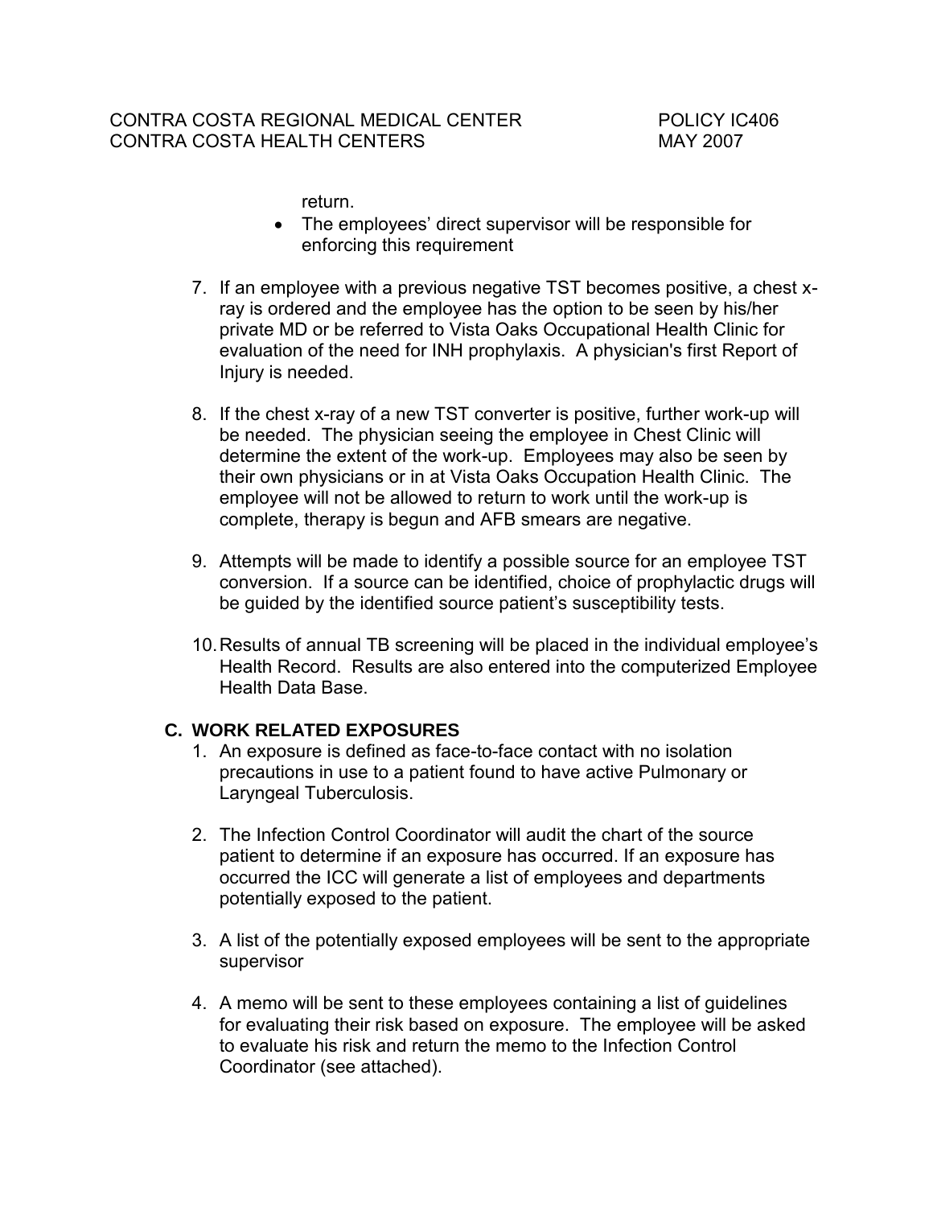return.

- The employees' direct supervisor will be responsible for enforcing this requirement

7. If an employee with a previous negative TST becomes positive, a chest x-ray is ordered and the employee has the option to be seen by his/her private MD or be referred to Vista Oaks Occupational Health Clinic for evaluation of the need for INH prophylaxis. A physician's first Report of Injury is needed.

8. If the chest x-ray of a new TST converter is positive, further work-up will be needed. The physician seeing the employee in Chest Clinic will determine the extent of the work-up. Employees may also be seen by their own physicians or in at Vista Oaks Occupation Health Clinic. The employee will not be allowed to return to work until the work-up is complete, therapy is begun and AFB smears are negative.

9. Attempts will be made to identify a possible source for an employee TST conversion. If a source can be identified, choice of prophylactic drugs will be guided by the identified source patient's susceptibility tests.

10. Results of annual TB screening will be placed in the individual employee's Health Record. Results are also entered into the computerized Employee Health Data Base.

### C. WORK RELATED EXPOSURES

1. An exposure is defined as face-to-face contact with no isolation precautions in use to a patient found to have active Pulmonary or Laryngeal Tuberculosis.

2. The Infection Control Coordinator will audit the chart of the source patient to determine if an exposure has occurred. If an exposure has occurred the ICC will generate a list of employees and departments potentially exposed to the patient.

3. A list of the potentially exposed employees will be sent to the appropriate supervisor

4. A memo will be sent to these employees containing a list of guidelines for evaluating their risk based on exposure. The employee will be asked to evaluate his risk and return the memo to the Infection Control Coordinator (see attached).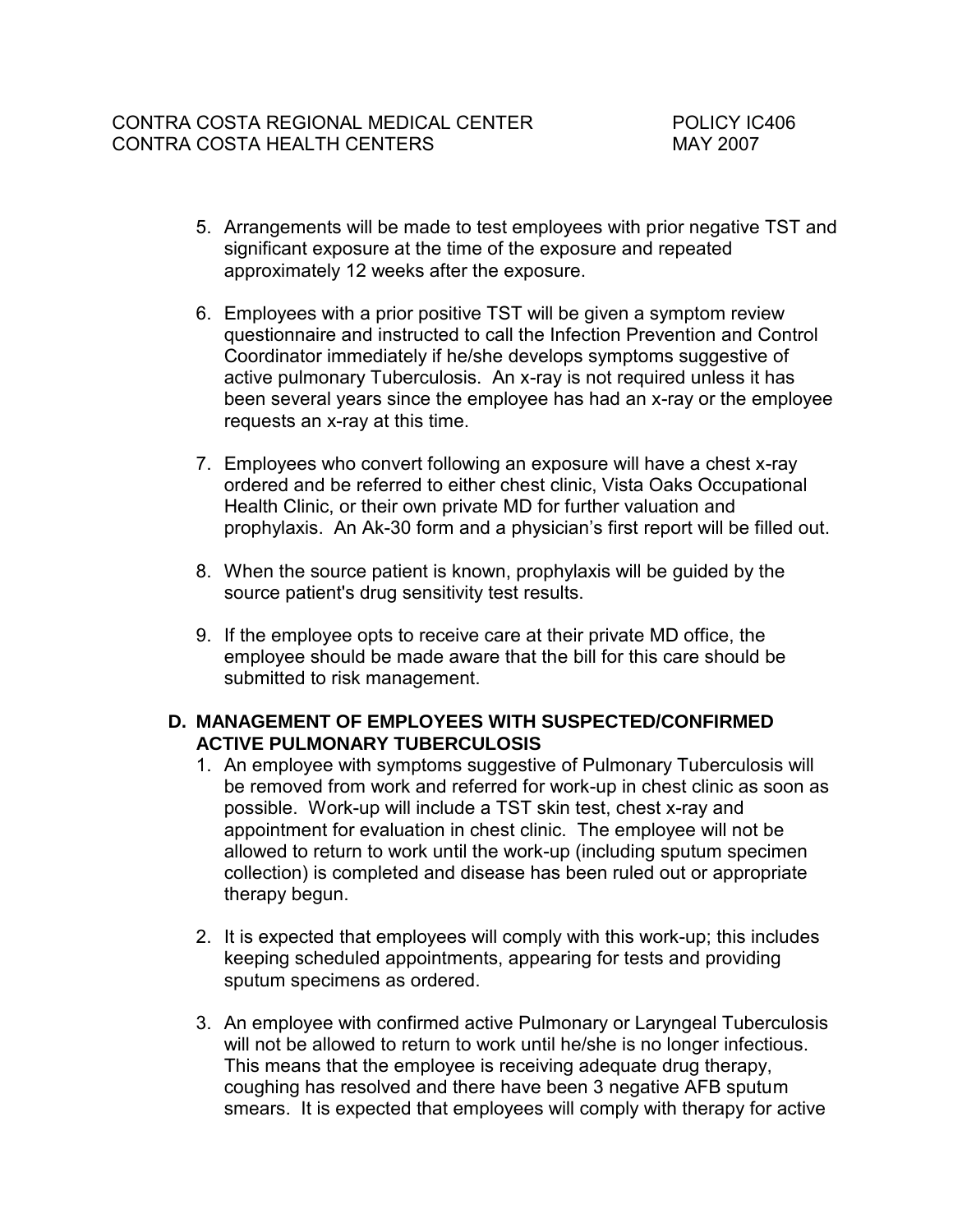5. Arrangements will be made to test employees with prior negative TST and significant exposure at the time of the exposure and repeated approximately 12 weeks after the exposure.

6. Employees with a prior positive TST will be given a symptom review questionnaire and instructed to call the Infection Prevention and Control Coordinator immediately if he/she develops symptoms suggestive of active pulmonary Tuberculosis. An x-ray is not required unless it has been several years since the employee has had an x-ray or the employee requests an x-ray at this time.

7. Employees who convert following an exposure will have a chest x-ray ordered and be referred to either chest clinic, Vista Oaks Occupational Health Clinic, or their own private MD for further valuation and prophylaxis. An Ak-30 form and a physician's first report will be filled out.

8. When the source patient is known, prophylaxis will be guided by the source patient's drug sensitivity test results.

9. If the employee opts to receive care at their private MD office, the employee should be made aware that the bill for this care should be submitted to risk management.

## D. MANAGEMENT OF EMPLOYEES WITH SUSPECTED/CONFIRMED ACTIVE PULMONARY TUBERCULOSIS

1. An employee with symptoms suggestive of Pulmonary Tuberculosis will be removed from work and referred for work-up in chest clinic as soon as possible. Work-up will include a TST skin test, chest x-ray and appointment for evaluation in chest clinic. The employee will not be allowed to return to work until the work-up (including sputum specimen collection) is completed and disease has been ruled out or appropriate therapy begun.

2. It is expected that employees will comply with this work-up; this includes keeping scheduled appointments, appearing for tests and providing sputum specimens as ordered.

3. An employee with confirmed active Pulmonary or Laryngeal Tuberculosis will not be allowed to return to work until he/she is no longer infectious. This means that the employee is receiving adequate drug therapy, coughing has resolved and there have been 3 negative AFB sputum smears. It is expected that employees will comply with therapy for active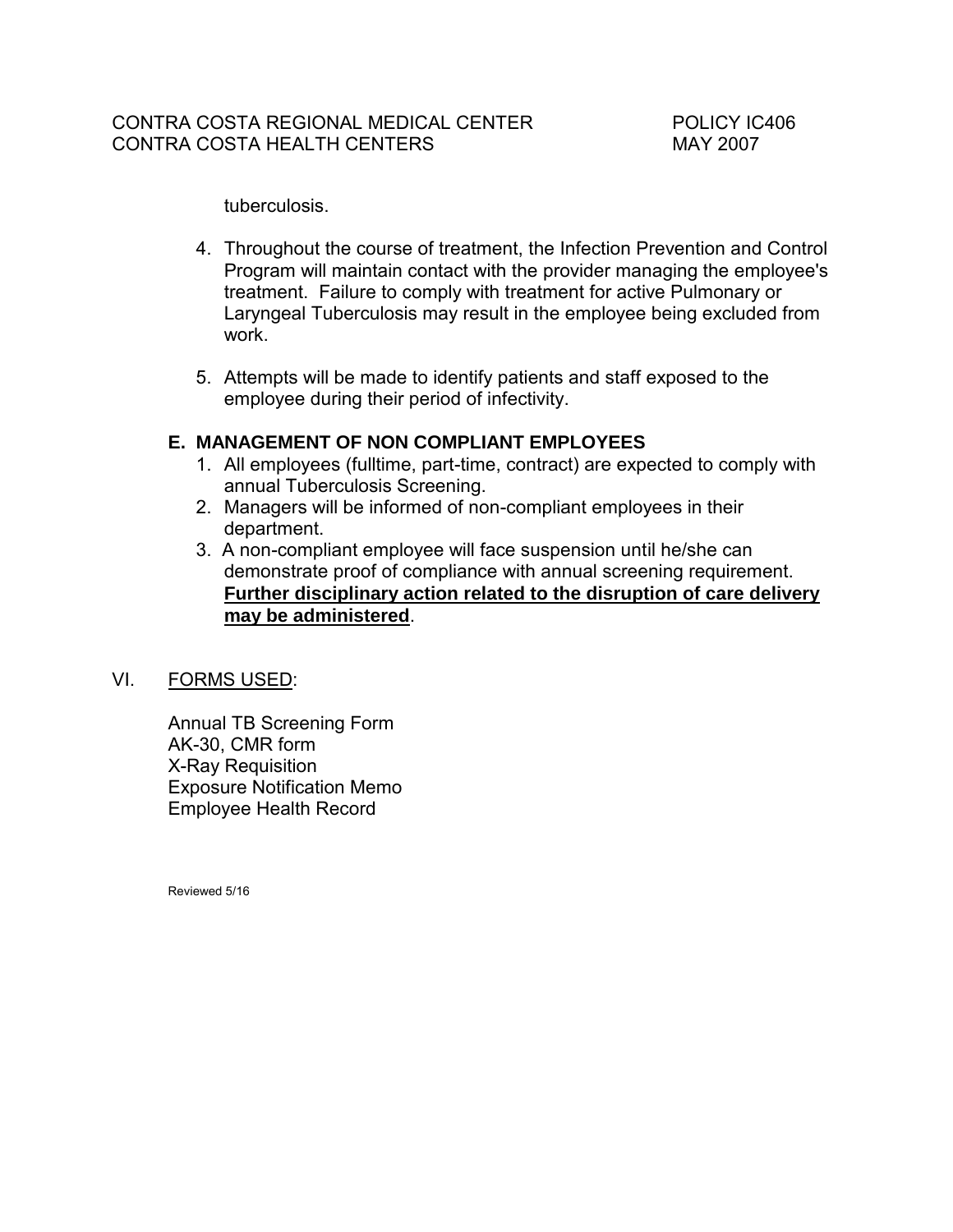tuberculosis.

4. Throughout the course of treatment, the Infection Prevention and Control Program will maintain contact with the provider managing the employee's treatment. Failure to comply with treatment for active Pulmonary or Laryngeal Tuberculosis may result in the employee being excluded from work.

5. Attempts will be made to identify patients and staff exposed to the employee during their period of infectivity.

**E. MANAGEMENT OF NON COMPLIANT EMPLOYEES**

1. All employees (fulltime, part-time, contract) are expected to comply with annual Tuberculosis Screening.
2. Managers will be informed of non-compliant employees in their department.
3. A non-compliant employee will face suspension until he/she can demonstrate proof of compliance with annual screening requirement. **<u>Further disciplinary action related to the disruption of care delivery may be administered</u>**.

VI. <u>FORMS USED</u>:

Annual TB Screening Form
AK-30, CMR form
X-Ray Requisition
Exposure Notification Memo
Employee Health Record

Reviewed 5/16